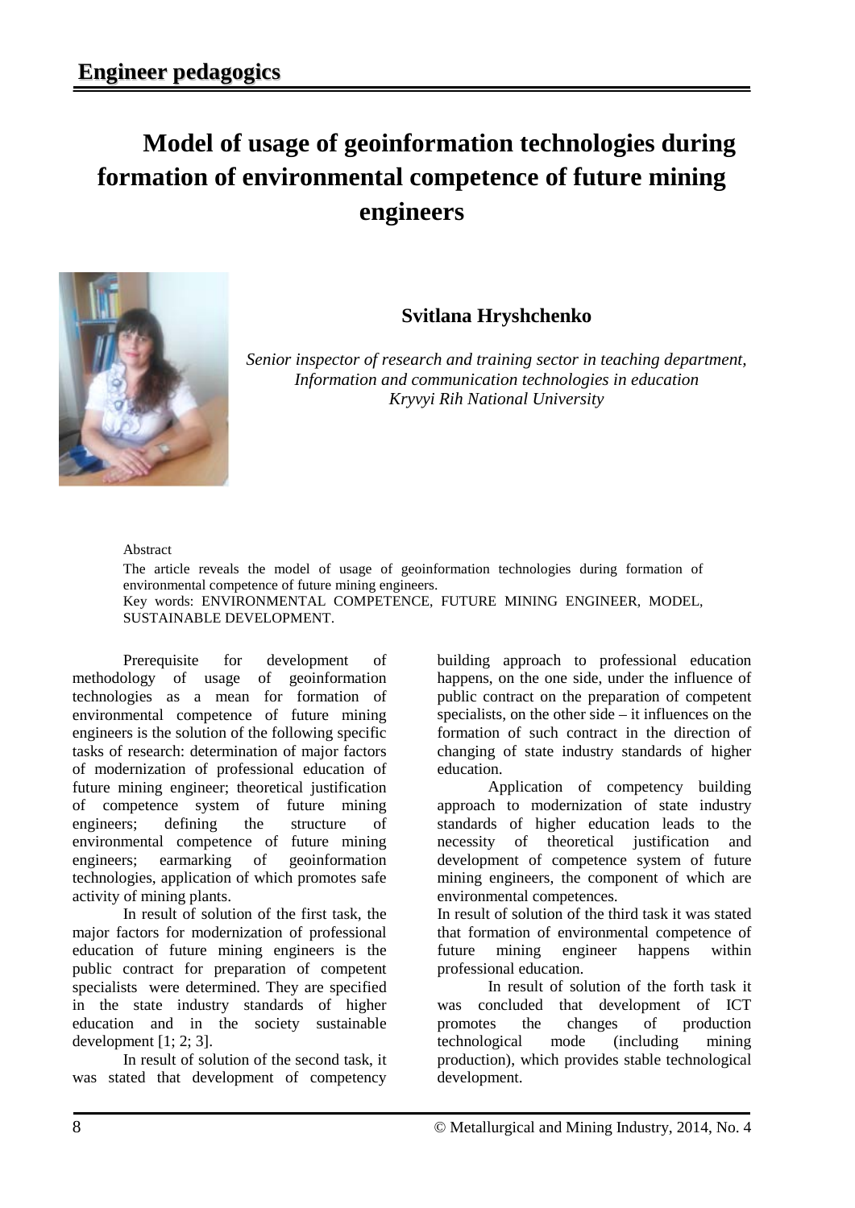# Engineer pedagogics

# Model of usage of geoinformation technologies during formation of environmental competence of future mining engineers

**Svitlana Hryshchenko**

*Senior inspector of research and training sector in teaching department, Information and communication technologies in education Kryvyi Rih National University*

Abstract

The article reveals the model of usage of geoinformation technologies during formation of environmental competence of future mining engineers.

Key words: ENVIRONMENTAL COMPETENCE, FUTURE MINING ENGINEER, MODEL, SUSTAINABLE DEVELOPMENT.

Prerequisite for development of methodology of usage of geoinformation technologies as a mean for formation of environmental competence of future mining engineers is the solution of the following specific tasks of research: determination of major factors of modernization of professional education of future mining engineer; theoretical justification of competence system of future mining engineers; defining the structure of environmental competence of future mining engineers; earmarking of geoinformation technologies, application of which promotes safe activity of mining plants.

In result of solution of the first task, the major factors for modernization of professional education of future mining engineers is the public contract for preparation of competent specialists were determined. They are specified in the state industry standards of higher education and in the society sustainable development [1; 2; 3].

In result of solution of the second task, it was stated that development of competency building approach to professional education happens, on the one side, under the influence of public contract on the preparation of competent specialists, on the other side – it influences on the formation of such contract in the direction of changing of state industry standards of higher education.

Application of competency building approach to modernization of state industry standards of higher education leads to the necessity of theoretical justification and development of competence system of future mining engineers, the component of which are environmental competences.

In result of solution of the third task it was stated that formation of environmental competence of future mining engineer happens within professional education.

In result of solution of the forth task it was concluded that development of ICT promotes the changes of production technological mode (including mining production), which provides stable technological development.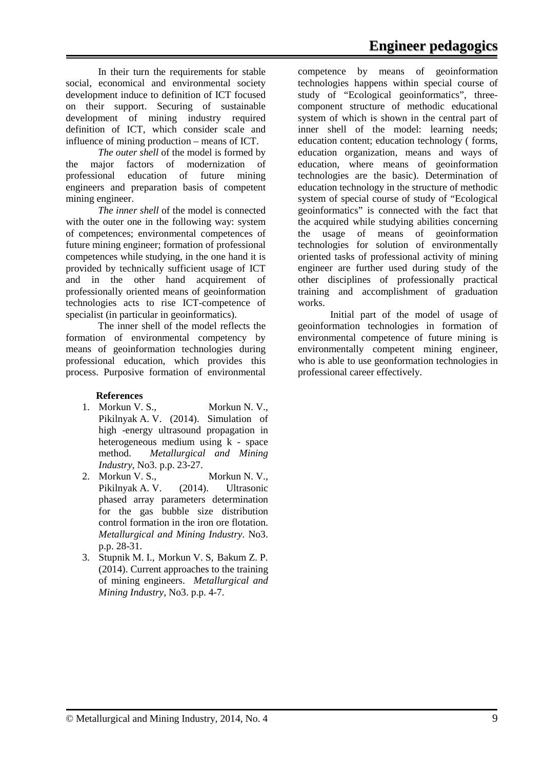In their turn the requirements for stable social, economical and environmental society development induce to definition of ICT focused on their support. Securing of sustainable development of mining industry required definition of ICT, which consider scale and influence of mining production – means of ICT.

*The outer shell* of the model is formed by the major factors of modernization of professional education of future mining engineers and preparation basis of competent mining engineer.

*The inner shell* of the model is connected with the outer one in the following way: system of competences; environmental competences of future mining engineer; formation of professional competences while studying, in the one hand it is provided by technically sufficient usage of ICT and in the other hand acquirement of professionally oriented means of geoinformation technologies acts to rise ICT-competence of specialist (in particular in geoinformatics).

The inner shell of the model reflects the formation of environmental competency by means of geoinformation technologies during professional education, which provides this process. Purposive formation of environmental competence by means of geoinformation technologies happens within special course of study of "Ecological geoinformatics", three-component structure of methodic educational system of which is shown in the central part of inner shell of the model: learning needs; education content; education technology ( forms, education organization, means and ways of education, where means of geoinformation technologies are the basic). Determination of education technology in the structure of methodic system of special course of study of "Ecological geoinformatics" is connected with the fact that the acquired while studying abilities concerning the usage of means of geoinformation technologies for solution of environmentally oriented tasks of professional activity of mining engineer are further used during study of the other disciplines of professionally practical training and accomplishment of graduation works.

Initial part of the model of usage of geoinformation technologies in formation of environmental competence of future mining is environmentally competent mining engineer, who is able to use geonformation technologies in professional career effectively.

**References**

1. Morkun V. S., Morkun N. V., Pikilnyak A. V. (2014). Simulation of high -energy ultrasound propagation in heterogeneous medium using k - space method. *Metallurgical and Mining Industry*, No3. p.p. 23-27.
2. Morkun V. S., Morkun N. V., Pikilnyak A. V. (2014). Ultrasonic phased array parameters determination for the gas bubble size distribution control formation in the iron ore flotation. *Metallurgical and Mining Industry*. No3. p.p. 28-31.
3. Stupnik M. I., Morkun V. S, Bakum Z. P. (2014). Current approaches to the training of mining engineers. *Metallurgical and Mining Industry*, No3. p.p. 4-7.